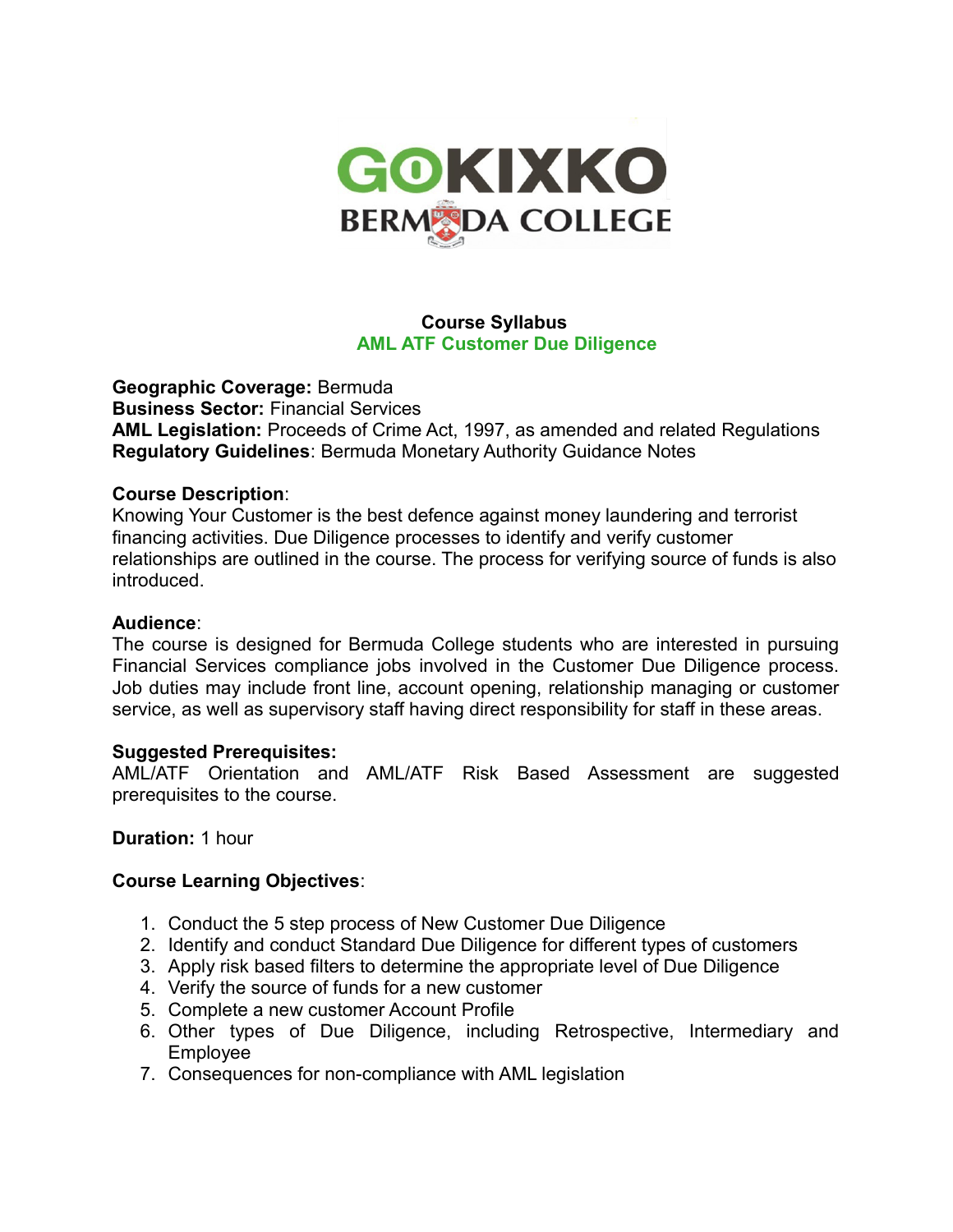GOKIXKO
BERMUDA COLLEGE

# Course Syllabus
## AML ATF Customer Due Diligence

**Geographic Coverage:** Bermuda
**Business Sector:** Financial Services
**AML Legislation:** Proceeds of Crime Act, 1997, as amended and related Regulations
**Regulatory Guidelines**: Bermuda Monetary Authority Guidance Notes

**Course Description**:
Knowing Your Customer is the best defence against money laundering and terrorist financing activities. Due Diligence processes to identify and verify customer relationships are outlined in the course. The process for verifying source of funds is also introduced.

**Audience**:
The course is designed for Bermuda College students who are interested in pursuing Financial Services compliance jobs involved in the Customer Due Diligence process. Job duties may include front line, account opening, relationship managing or customer service, as well as supervisory staff having direct responsibility for staff in these areas.

**Suggested Prerequisites:**
AML/ATF Orientation and AML/ATF Risk Based Assessment are suggested prerequisites to the course.

**Duration:** 1 hour

**Course Learning Objectives**:

1. Conduct the 5 step process of New Customer Due Diligence
2. Identify and conduct Standard Due Diligence for different types of customers
3. Apply risk based filters to determine the appropriate level of Due Diligence
4. Verify the source of funds for a new customer
5. Complete a new customer Account Profile
6. Other types of Due Diligence, including Retrospective, Intermediary and Employee
7. Consequences for non-compliance with AML legislation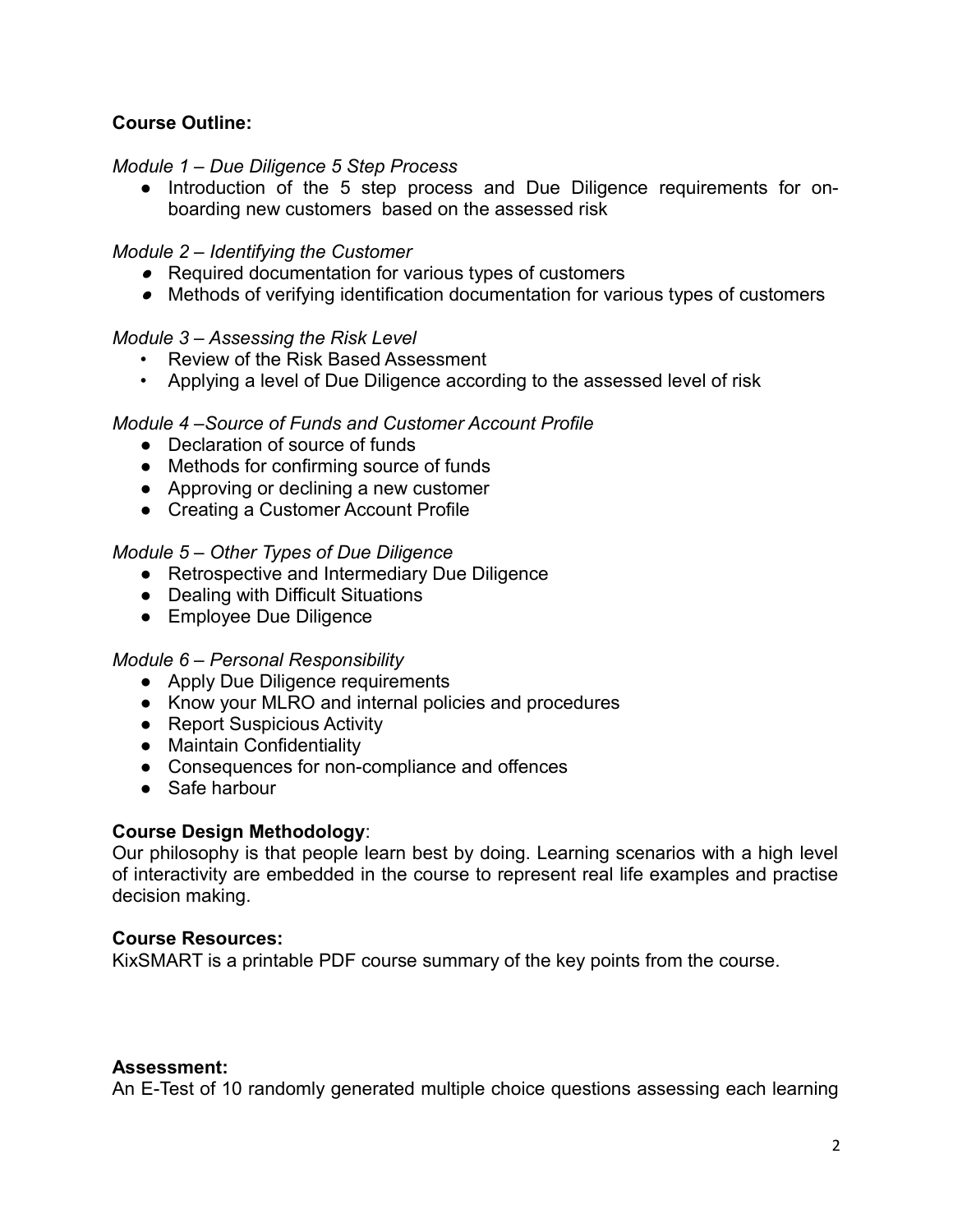**Course Outline:**

*Module 1 – Due Diligence 5 Step Process*

- Introduction of the 5 step process and Due Diligence requirements for on-boarding new customers based on the assessed risk

*Module 2 – Identifying the Customer*

- Required documentation for various types of customers
- Methods of verifying identification documentation for various types of customers

*Module 3 – Assessing the Risk Level*

- Review of the Risk Based Assessment
- Applying a level of Due Diligence according to the assessed level of risk

*Module 4 –Source of Funds and Customer Account Profile*

- Declaration of source of funds
- Methods for confirming source of funds
- Approving or declining a new customer
- Creating a Customer Account Profile

*Module 5 – Other Types of Due Diligence*

- Retrospective and Intermediary Due Diligence
- Dealing with Difficult Situations
- Employee Due Diligence

*Module 6 – Personal Responsibility*

- Apply Due Diligence requirements
- Know your MLRO and internal policies and procedures
- Report Suspicious Activity
- Maintain Confidentiality
- Consequences for non-compliance and offences
- Safe harbour

**Course Design Methodology**:
Our philosophy is that people learn best by doing. Learning scenarios with a high level of interactivity are embedded in the course to represent real life examples and practise decision making.

**Course Resources:**
KixSMART is a printable PDF course summary of the key points from the course.

**Assessment:**
An E-Test of 10 randomly generated multiple choice questions assessing each learning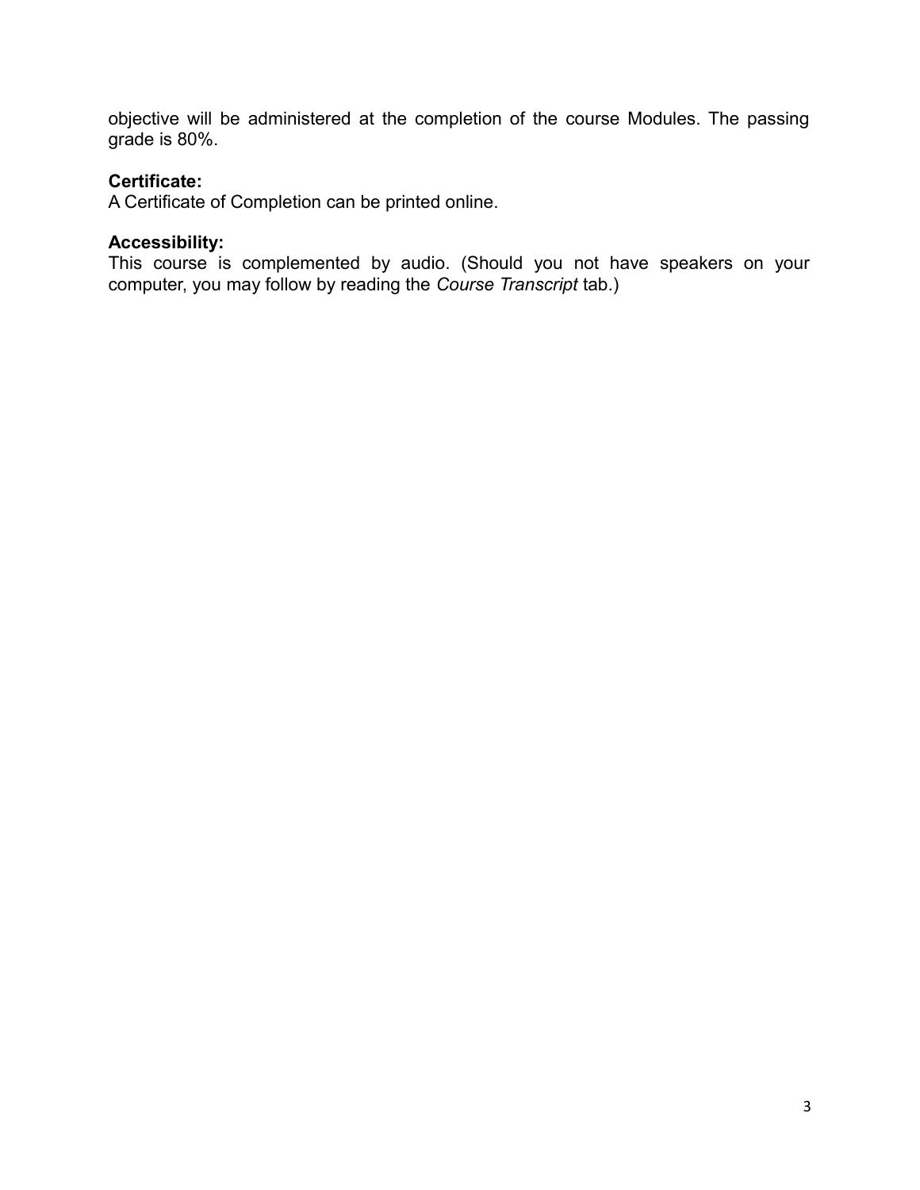objective will be administered at the completion of the course Modules. The passing grade is 80%.

**Certificate:**
A Certificate of Completion can be printed online.

**Accessibility:**
This course is complemented by audio. (Should you not have speakers on your computer, you may follow by reading the *Course Transcript* tab.)